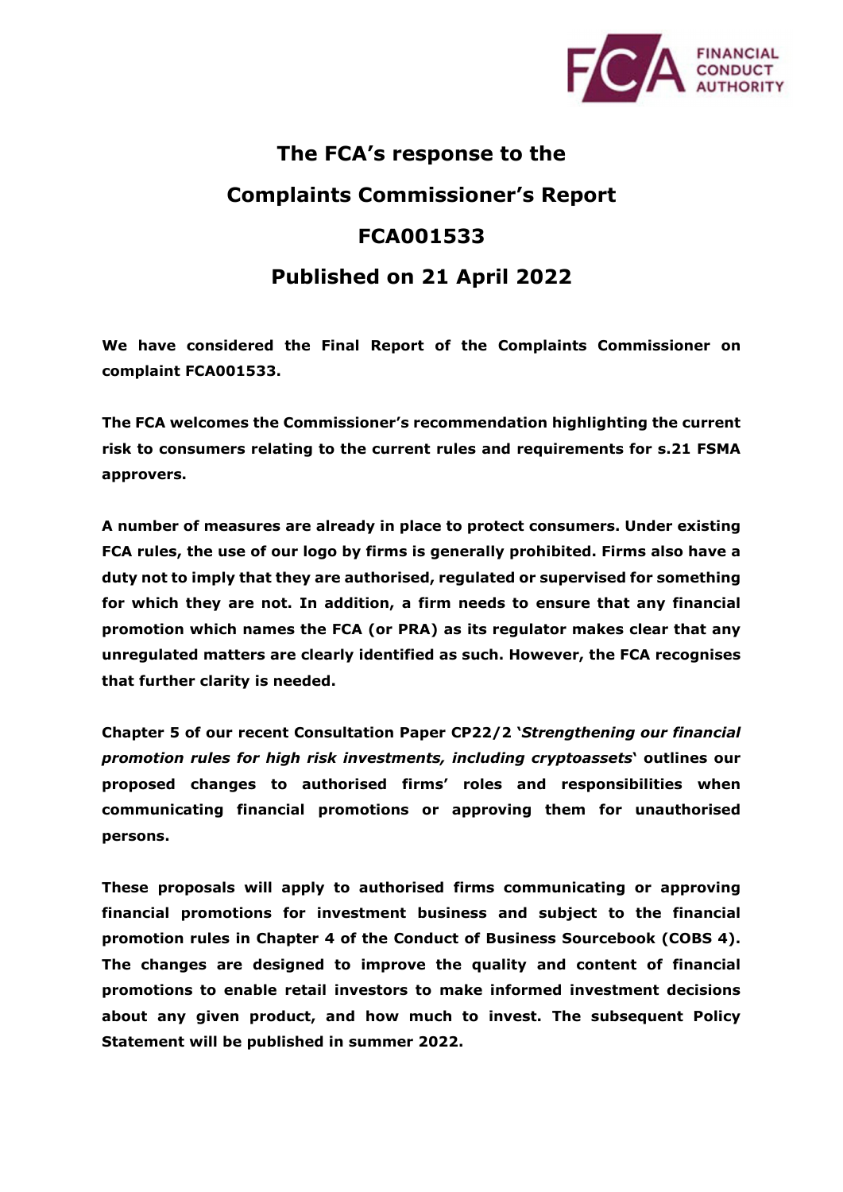# The FCA's response to the Complaints Commissioner's Report FCA001533 Published on 21 April 2022

**We have considered the Final Report of the Complaints Commissioner on complaint FCA001533.**

**The FCA welcomes the Commissioner's recommendation highlighting the current risk to consumers relating to the current rules and requirements for s.21 FSMA approvers.**

**A number of measures are already in place to protect consumers. Under existing FCA rules, the use of our logo by firms is generally prohibited. Firms also have a duty not to imply that they are authorised, regulated or supervised for something for which they are not. In addition, a firm needs to ensure that any financial promotion which names the FCA (or PRA) as its regulator makes clear that any unregulated matters are clearly identified as such. However, the FCA recognises that further clarity is needed.**

**Chapter 5 of our recent Consultation Paper CP22/2 '*Strengthening our financial promotion rules for high risk investments, including cryptoassets*' outlines our proposed changes to authorised firms' roles and responsibilities when communicating financial promotions or approving them for unauthorised persons.**

**These proposals will apply to authorised firms communicating or approving financial promotions for investment business and subject to the financial promotion rules in Chapter 4 of the Conduct of Business Sourcebook (COBS 4). The changes are designed to improve the quality and content of financial promotions to enable retail investors to make informed investment decisions about any given product, and how much to invest. The subsequent Policy Statement will be published in summer 2022.**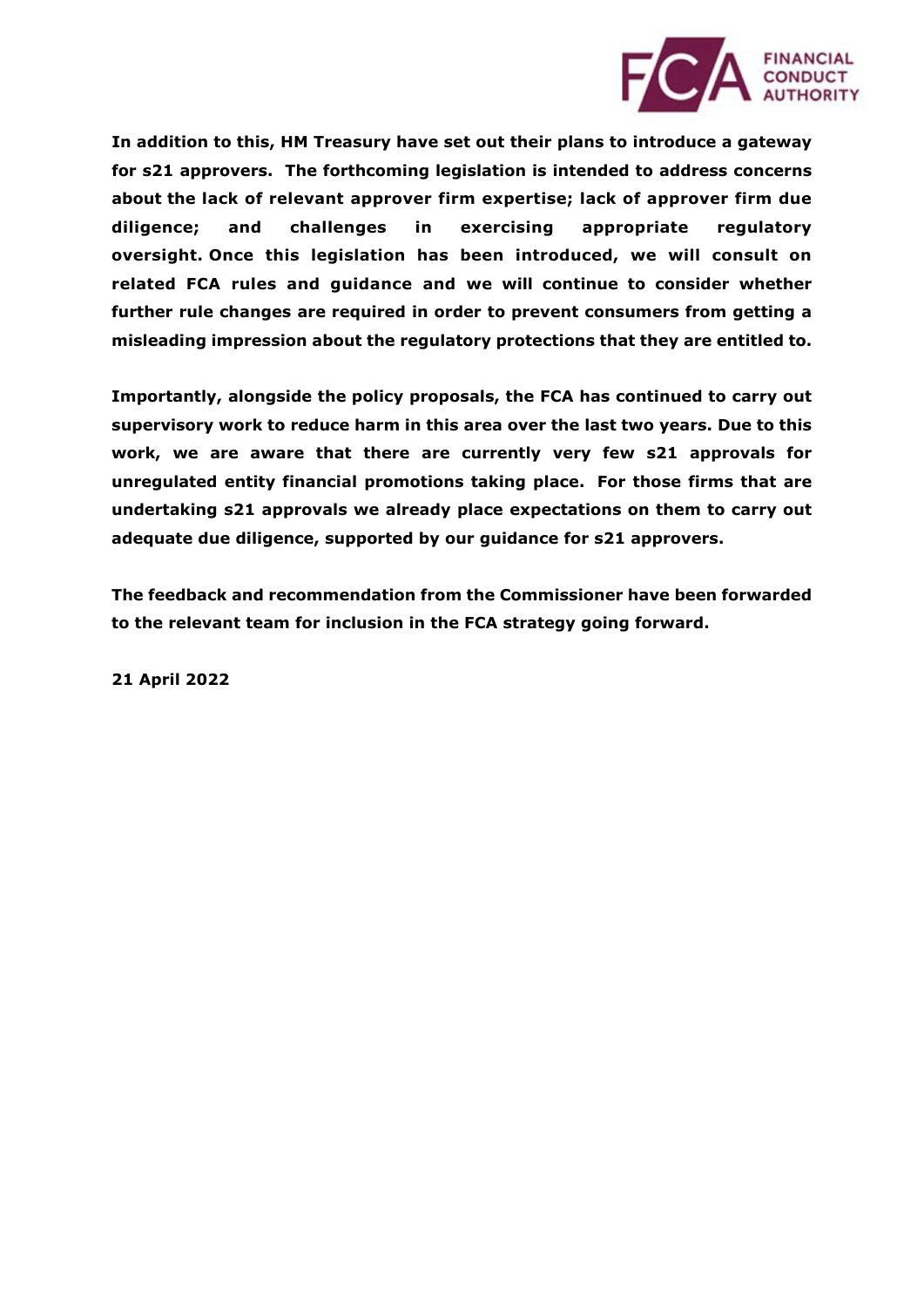**In addition to this, HM Treasury have set out their plans to introduce a gateway for s21 approvers. The forthcoming legislation is intended to address concerns about the lack of relevant approver firm expertise; lack of approver firm due diligence; and challenges in exercising appropriate regulatory oversight. Once this legislation has been introduced, we will consult on related FCA rules and guidance and we will continue to consider whether further rule changes are required in order to prevent consumers from getting a misleading impression about the regulatory protections that they are entitled to.**

**Importantly, alongside the policy proposals, the FCA has continued to carry out supervisory work to reduce harm in this area over the last two years. Due to this work, we are aware that there are currently very few s21 approvals for unregulated entity financial promotions taking place. For those firms that are undertaking s21 approvals we already place expectations on them to carry out adequate due diligence, supported by our guidance for s21 approvers.**

**The feedback and recommendation from the Commissioner have been forwarded to the relevant team for inclusion in the FCA strategy going forward.**

**21 April 2022**